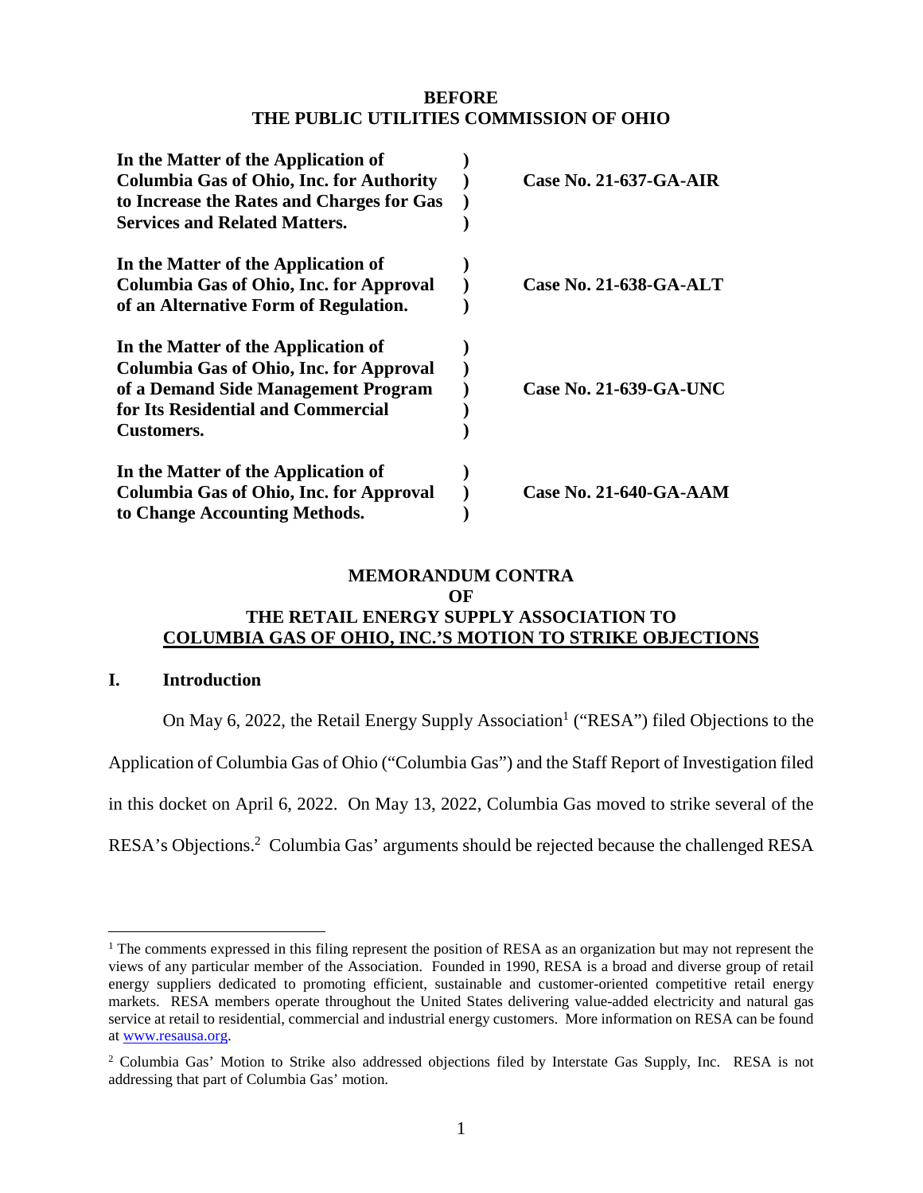**BEFORE**
**THE PUBLIC UTILITIES COMMISSION OF OHIO**

| | | |
|---|---|---|
| **In the Matter of the Application of Columbia Gas of Ohio, Inc. for Authority to Increase the Rates and Charges for Gas Services and Related Matters.** | **)** | **Case No. 21-637-GA-AIR** |
| **In the Matter of the Application of Columbia Gas of Ohio, Inc. for Approval of an Alternative Form of Regulation.** | **)** | **Case No. 21-638-GA-ALT** |
| **In the Matter of the Application of Columbia Gas of Ohio, Inc. for Approval of a Demand Side Management Program for Its Residential and Commercial Customers.** | **)** | **Case No. 21-639-GA-UNC** |
| **In the Matter of the Application of Columbia Gas of Ohio, Inc. for Approval to Change Accounting Methods.** | **)** | **Case No. 21-640-GA-AAM** |

**MEMORANDUM CONTRA**
**OF**
**THE RETAIL ENERGY SUPPLY ASSOCIATION TO**
**COLUMBIA GAS OF OHIO, INC.'S MOTION TO STRIKE OBJECTIONS**

## I. Introduction

On May 6, 2022, the Retail Energy Supply Association[1] ("RESA") filed Objections to the Application of Columbia Gas of Ohio ("Columbia Gas") and the Staff Report of Investigation filed in this docket on April 6, 2022. On May 13, 2022, Columbia Gas moved to strike several of the RESA's Objections.[2] Columbia Gas' arguments should be rejected because the challenged RESA

---

[1] The comments expressed in this filing represent the position of RESA as an organization but may not represent the views of any particular member of the Association. Founded in 1990, RESA is a broad and diverse group of retail energy suppliers dedicated to promoting efficient, sustainable and customer-oriented competitive retail energy markets. RESA members operate throughout the United States delivering value-added electricity and natural gas service at retail to residential, commercial and industrial energy customers. More information on RESA can be found at www.resausa.org.

[2] Columbia Gas' Motion to Strike also addressed objections filed by Interstate Gas Supply, Inc. RESA is not addressing that part of Columbia Gas' motion.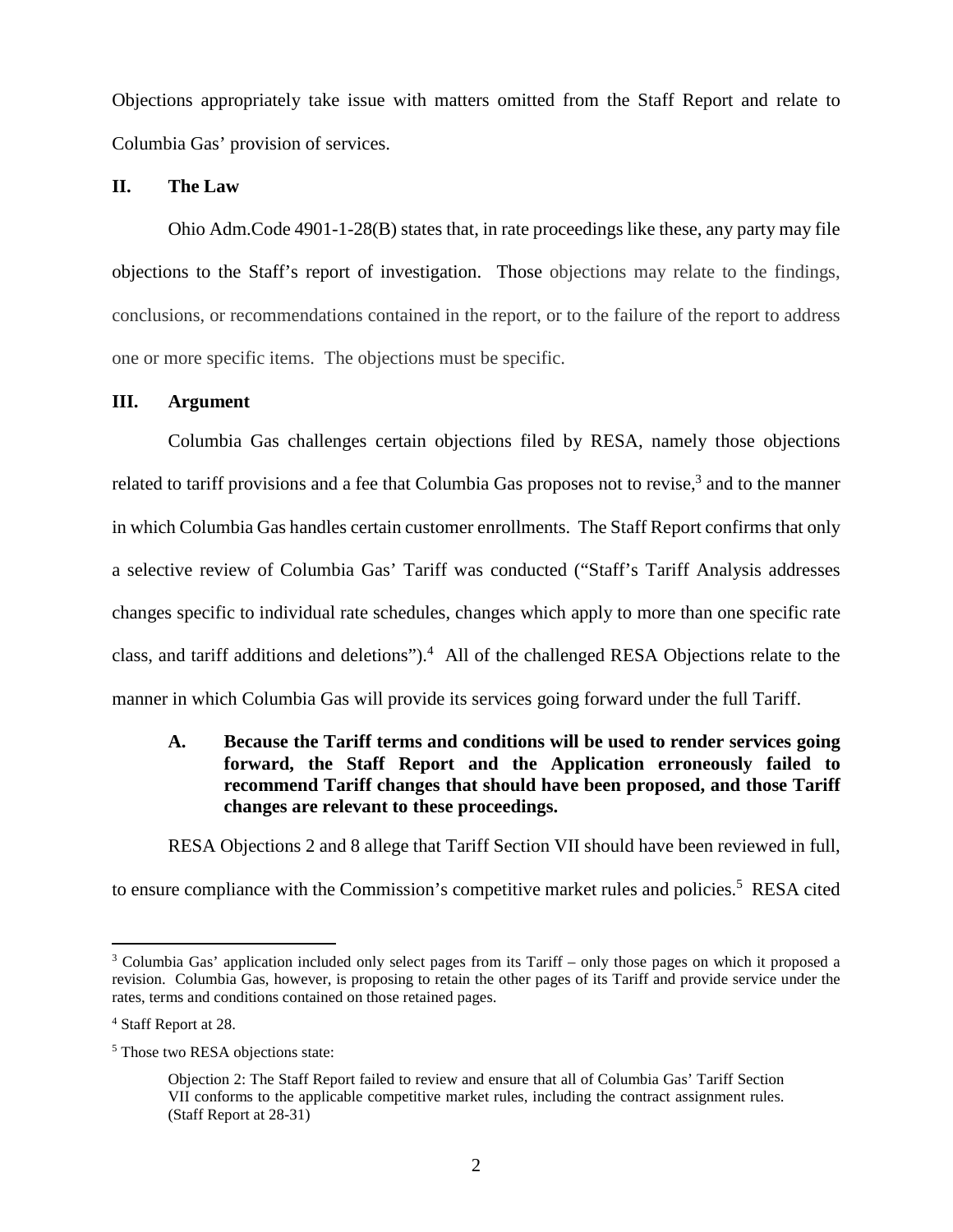Objections appropriately take issue with matters omitted from the Staff Report and relate to Columbia Gas' provision of services.

## II. The Law

Ohio Adm.Code 4901-1-28(B) states that, in rate proceedings like these, any party may file objections to the Staff's report of investigation. Those objections may relate to the findings, conclusions, or recommendations contained in the report, or to the failure of the report to address one or more specific items. The objections must be specific.

## III. Argument

Columbia Gas challenges certain objections filed by RESA, namely those objections related to tariff provisions and a fee that Columbia Gas proposes not to revise,[3] and to the manner in which Columbia Gas handles certain customer enrollments. The Staff Report confirms that only a selective review of Columbia Gas' Tariff was conducted ("Staff's Tariff Analysis addresses changes specific to individual rate schedules, changes which apply to more than one specific rate class, and tariff additions and deletions").[4] All of the challenged RESA Objections relate to the manner in which Columbia Gas will provide its services going forward under the full Tariff.

### A. Because the Tariff terms and conditions will be used to render services going forward, the Staff Report and the Application erroneously failed to recommend Tariff changes that should have been proposed, and those Tariff changes are relevant to these proceedings.

RESA Objections 2 and 8 allege that Tariff Section VII should have been reviewed in full, to ensure compliance with the Commission's competitive market rules and policies.[5] RESA cited

---

[3] Columbia Gas' application included only select pages from its Tariff – only those pages on which it proposed a revision. Columbia Gas, however, is proposing to retain the other pages of its Tariff and provide service under the rates, terms and conditions contained on those retained pages.

[4] Staff Report at 28.

[5] Those two RESA objections state:

> Objection 2: The Staff Report failed to review and ensure that all of Columbia Gas' Tariff Section VII conforms to the applicable competitive market rules, including the contract assignment rules. (Staff Report at 28-31)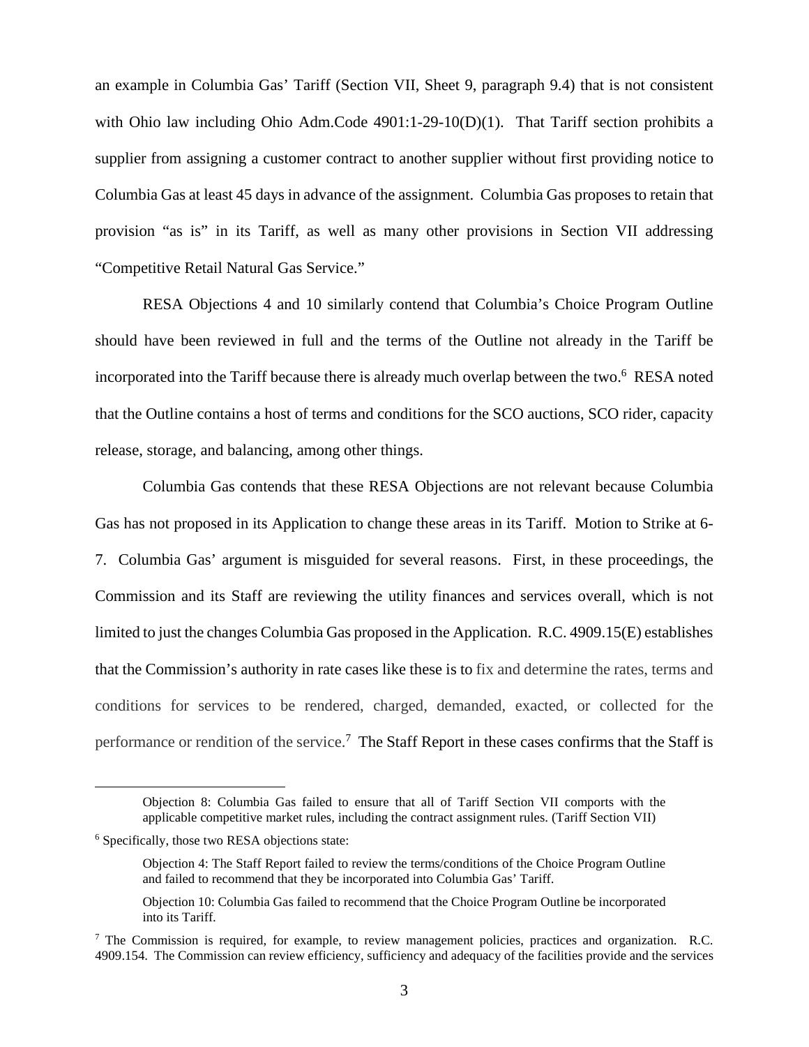an example in Columbia Gas' Tariff (Section VII, Sheet 9, paragraph 9.4) that is not consistent with Ohio law including Ohio Adm.Code 4901:1-29-10(D)(1). That Tariff section prohibits a supplier from assigning a customer contract to another supplier without first providing notice to Columbia Gas at least 45 days in advance of the assignment. Columbia Gas proposes to retain that provision "as is" in its Tariff, as well as many other provisions in Section VII addressing "Competitive Retail Natural Gas Service."

RESA Objections 4 and 10 similarly contend that Columbia's Choice Program Outline should have been reviewed in full and the terms of the Outline not already in the Tariff be incorporated into the Tariff because there is already much overlap between the two.[6] RESA noted that the Outline contains a host of terms and conditions for the SCO auctions, SCO rider, capacity release, storage, and balancing, among other things.

Columbia Gas contends that these RESA Objections are not relevant because Columbia Gas has not proposed in its Application to change these areas in its Tariff. Motion to Strike at 6-7. Columbia Gas' argument is misguided for several reasons. First, in these proceedings, the Commission and its Staff are reviewing the utility finances and services overall, which is not limited to just the changes Columbia Gas proposed in the Application. R.C. 4909.15(E) establishes that the Commission's authority in rate cases like these is to fix and determine the rates, terms and conditions for services to be rendered, charged, demanded, exacted, or collected for the performance or rendition of the service.[7] The Staff Report in these cases confirms that the Staff is

---

> Objection 8: Columbia Gas failed to ensure that all of Tariff Section VII comports with the applicable competitive market rules, including the contract assignment rules. (Tariff Section VII)

[6] Specifically, those two RESA objections state:

> Objection 4: The Staff Report failed to review the terms/conditions of the Choice Program Outline and failed to recommend that they be incorporated into Columbia Gas' Tariff.
>
> Objection 10: Columbia Gas failed to recommend that the Choice Program Outline be incorporated into its Tariff.

[7] The Commission is required, for example, to review management policies, practices and organization. R.C. 4909.154. The Commission can review efficiency, sufficiency and adequacy of the facilities provide and the services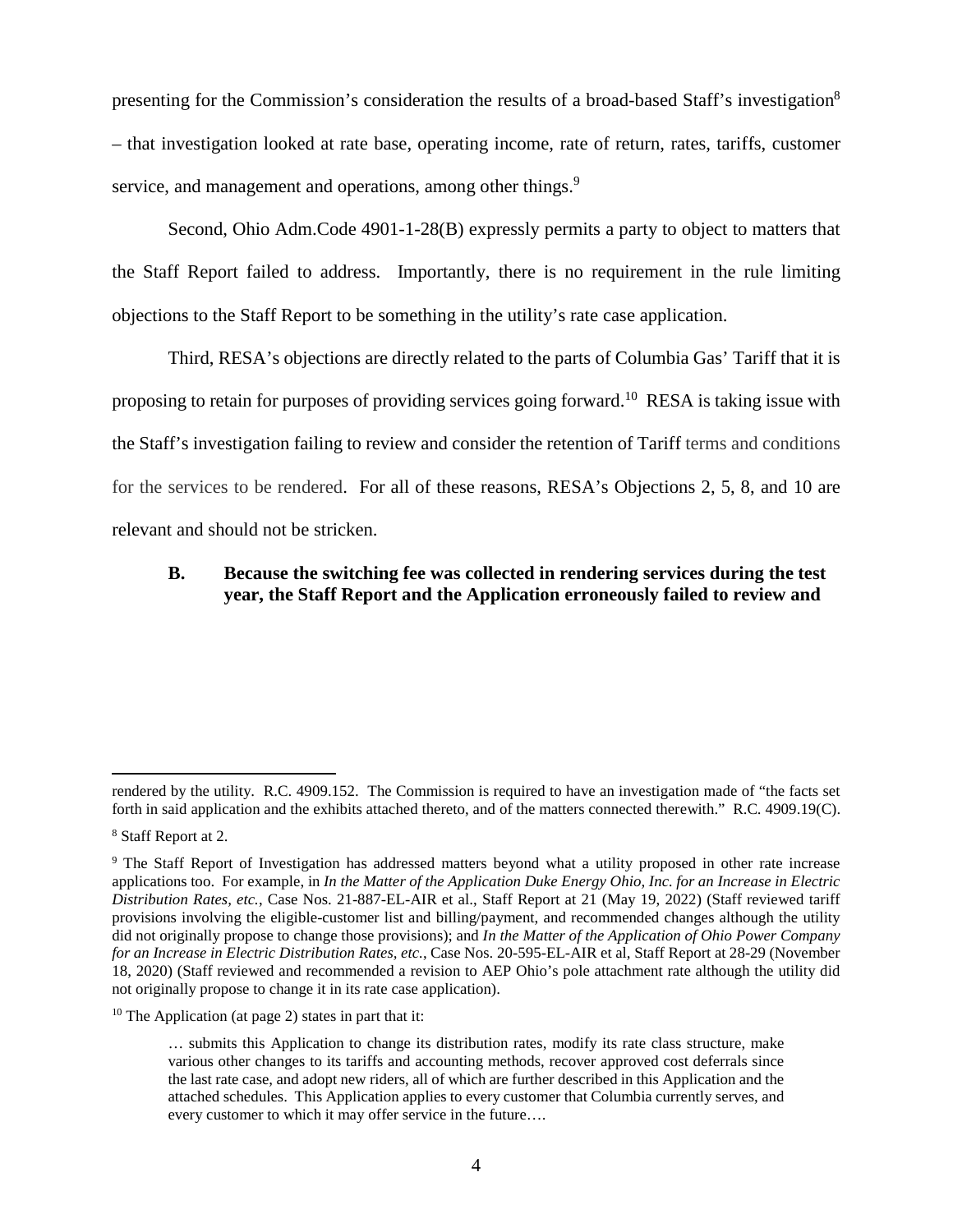presenting for the Commission's consideration the results of a broad-based Staff's investigation[8] – that investigation looked at rate base, operating income, rate of return, rates, tariffs, customer service, and management and operations, among other things.[9]

Second, Ohio Adm.Code 4901-1-28(B) expressly permits a party to object to matters that the Staff Report failed to address. Importantly, there is no requirement in the rule limiting objections to the Staff Report to be something in the utility's rate case application.

Third, RESA's objections are directly related to the parts of Columbia Gas' Tariff that it is proposing to retain for purposes of providing services going forward.[10] RESA is taking issue with the Staff's investigation failing to review and consider the retention of Tariff terms and conditions for the services to be rendered. For all of these reasons, RESA's Objections 2, 5, 8, and 10 are relevant and should not be stricken.

### B. Because the switching fee was collected in rendering services during the test year, the Staff Report and the Application erroneously failed to review and

---

rendered by the utility. R.C. 4909.152. The Commission is required to have an investigation made of "the facts set forth in said application and the exhibits attached thereto, and of the matters connected therewith." R.C. 4909.19(C).

[8] Staff Report at 2.

[9] The Staff Report of Investigation has addressed matters beyond what a utility proposed in other rate increase applications too. For example, in *In the Matter of the Application Duke Energy Ohio, Inc. for an Increase in Electric Distribution Rates, etc.*, Case Nos. 21-887-EL-AIR et al., Staff Report at 21 (May 19, 2022) (Staff reviewed tariff provisions involving the eligible-customer list and billing/payment, and recommended changes although the utility did not originally propose to change those provisions); and *In the Matter of the Application of Ohio Power Company for an Increase in Electric Distribution Rates, etc.*, Case Nos. 20-595-EL-AIR et al, Staff Report at 28-29 (November 18, 2020) (Staff reviewed and recommended a revision to AEP Ohio's pole attachment rate although the utility did not originally propose to change it in its rate case application).

[10] The Application (at page 2) states in part that it:

> … submits this Application to change its distribution rates, modify its rate class structure, make various other changes to its tariffs and accounting methods, recover approved cost deferrals since the last rate case, and adopt new riders, all of which are further described in this Application and the attached schedules. This Application applies to every customer that Columbia currently serves, and every customer to which it may offer service in the future….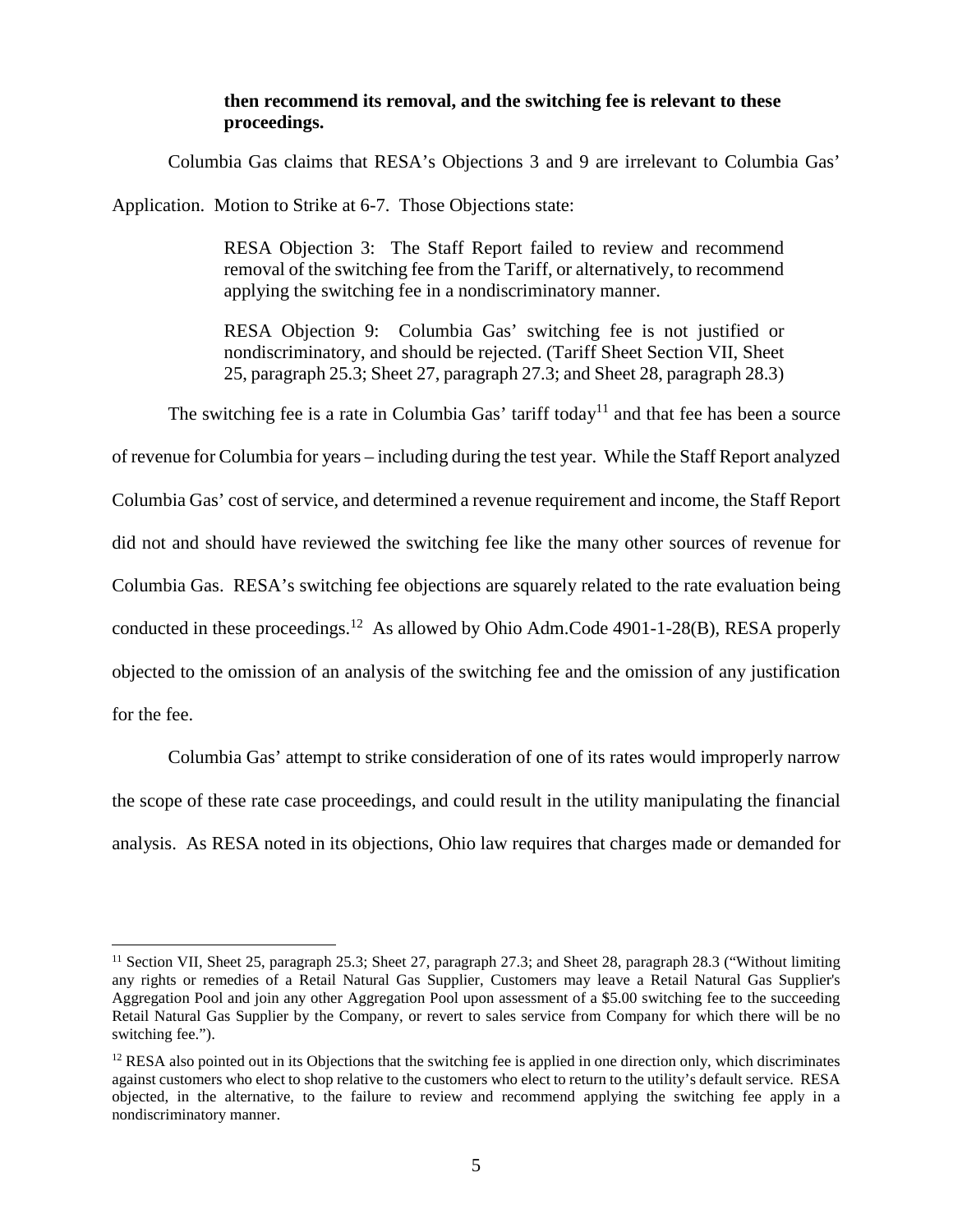**then recommend its removal, and the switching fee is relevant to these proceedings.**

Columbia Gas claims that RESA's Objections 3 and 9 are irrelevant to Columbia Gas' Application. Motion to Strike at 6-7. Those Objections state:

> RESA Objection 3: The Staff Report failed to review and recommend removal of the switching fee from the Tariff, or alternatively, to recommend applying the switching fee in a nondiscriminatory manner.
>
> RESA Objection 9: Columbia Gas' switching fee is not justified or nondiscriminatory, and should be rejected. (Tariff Sheet Section VII, Sheet 25, paragraph 25.3; Sheet 27, paragraph 27.3; and Sheet 28, paragraph 28.3)

The switching fee is a rate in Columbia Gas' tariff today[11] and that fee has been a source of revenue for Columbia for years – including during the test year. While the Staff Report analyzed Columbia Gas' cost of service, and determined a revenue requirement and income, the Staff Report did not and should have reviewed the switching fee like the many other sources of revenue for Columbia Gas. RESA's switching fee objections are squarely related to the rate evaluation being conducted in these proceedings.[12] As allowed by Ohio Adm.Code 4901-1-28(B), RESA properly objected to the omission of an analysis of the switching fee and the omission of any justification for the fee.

Columbia Gas' attempt to strike consideration of one of its rates would improperly narrow the scope of these rate case proceedings, and could result in the utility manipulating the financial analysis. As RESA noted in its objections, Ohio law requires that charges made or demanded for

---

[11] Section VII, Sheet 25, paragraph 25.3; Sheet 27, paragraph 27.3; and Sheet 28, paragraph 28.3 ("Without limiting any rights or remedies of a Retail Natural Gas Supplier, Customers may leave a Retail Natural Gas Supplier's Aggregation Pool and join any other Aggregation Pool upon assessment of a $5.00 switching fee to the succeeding Retail Natural Gas Supplier by the Company, or revert to sales service from Company for which there will be no switching fee.").

[12] RESA also pointed out in its Objections that the switching fee is applied in one direction only, which discriminates against customers who elect to shop relative to the customers who elect to return to the utility's default service. RESA objected, in the alternative, to the failure to review and recommend applying the switching fee apply in a nondiscriminatory manner.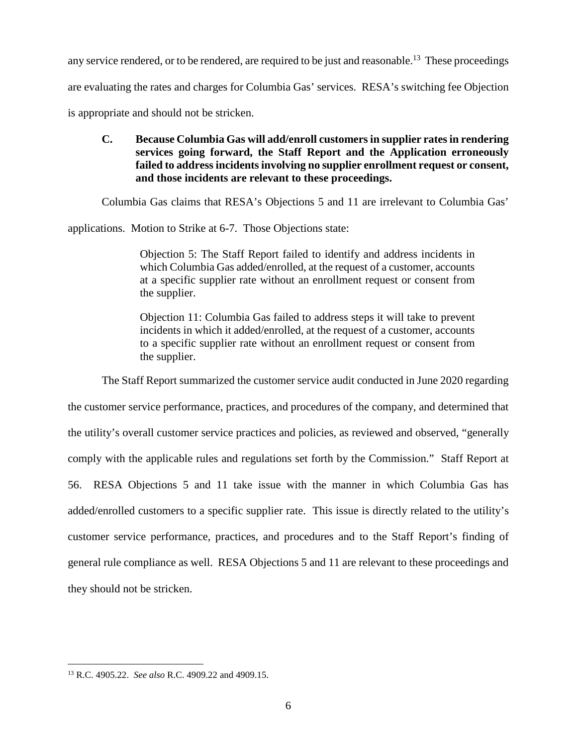any service rendered, or to be rendered, are required to be just and reasonable.[13] These proceedings are evaluating the rates and charges for Columbia Gas' services. RESA's switching fee Objection is appropriate and should not be stricken.

### C. Because Columbia Gas will add/enroll customers in supplier rates in rendering services going forward, the Staff Report and the Application erroneously failed to address incidents involving no supplier enrollment request or consent, and those incidents are relevant to these proceedings.

Columbia Gas claims that RESA's Objections 5 and 11 are irrelevant to Columbia Gas' applications. Motion to Strike at 6-7. Those Objections state:

> Objection 5: The Staff Report failed to identify and address incidents in which Columbia Gas added/enrolled, at the request of a customer, accounts at a specific supplier rate without an enrollment request or consent from the supplier.
>
> Objection 11: Columbia Gas failed to address steps it will take to prevent incidents in which it added/enrolled, at the request of a customer, accounts to a specific supplier rate without an enrollment request or consent from the supplier.

The Staff Report summarized the customer service audit conducted in June 2020 regarding the customer service performance, practices, and procedures of the company, and determined that the utility's overall customer service practices and policies, as reviewed and observed, "generally comply with the applicable rules and regulations set forth by the Commission." Staff Report at 56. RESA Objections 5 and 11 take issue with the manner in which Columbia Gas has added/enrolled customers to a specific supplier rate. This issue is directly related to the utility's customer service performance, practices, and procedures and to the Staff Report's finding of general rule compliance as well. RESA Objections 5 and 11 are relevant to these proceedings and they should not be stricken.

---

[13] R.C. 4905.22. *See also* R.C. 4909.22 and 4909.15.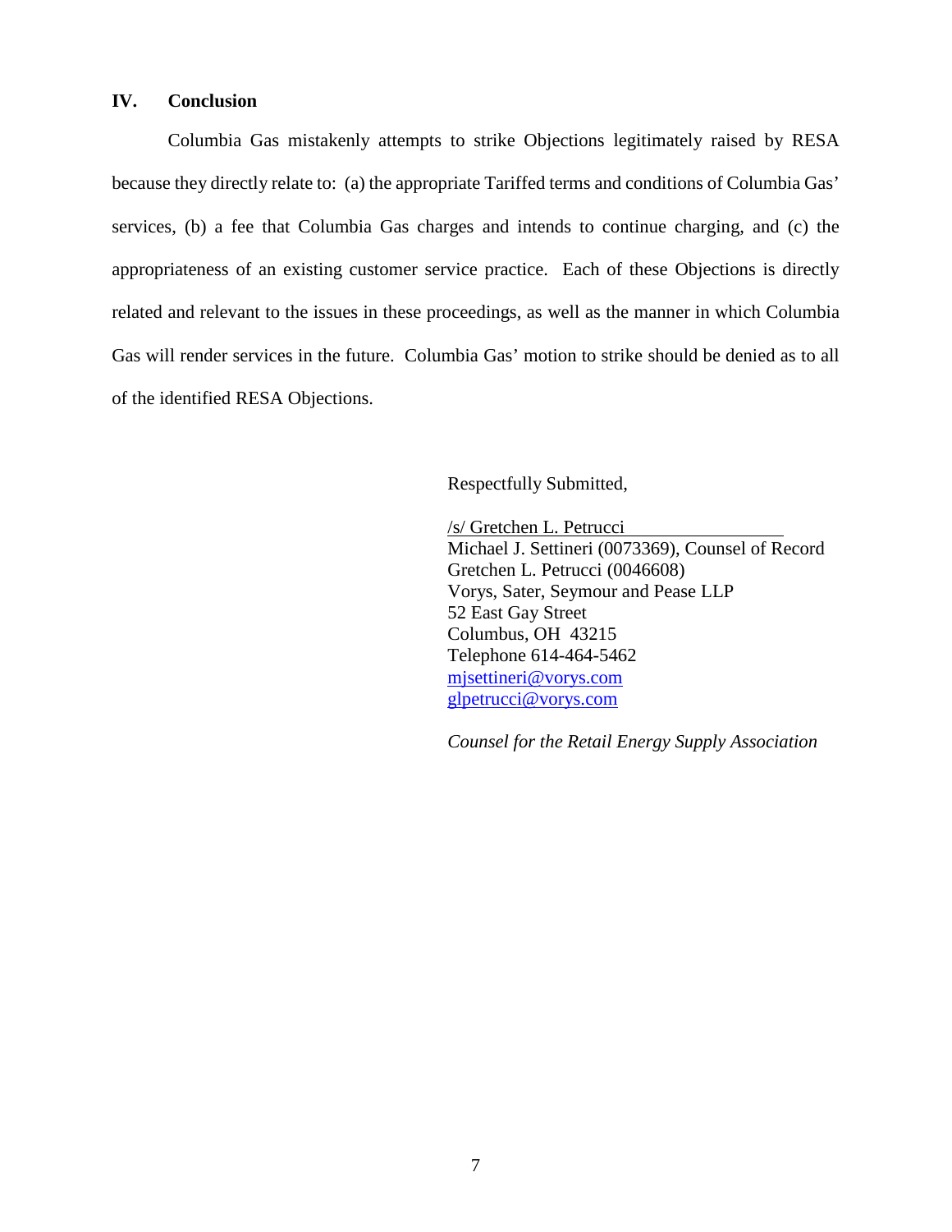## IV. Conclusion

Columbia Gas mistakenly attempts to strike Objections legitimately raised by RESA because they directly relate to: (a) the appropriate Tariffed terms and conditions of Columbia Gas' services, (b) a fee that Columbia Gas charges and intends to continue charging, and (c) the appropriateness of an existing customer service practice. Each of these Objections is directly related and relevant to the issues in these proceedings, as well as the manner in which Columbia Gas will render services in the future. Columbia Gas' motion to strike should be denied as to all of the identified RESA Objections.

Respectfully Submitted,

/s/ Gretchen L. Petrucci
Michael J. Settineri (0073369), Counsel of Record
Gretchen L. Petrucci (0046608)
Vorys, Sater, Seymour and Pease LLP
52 East Gay Street
Columbus, OH 43215
Telephone 614-464-5462
mjsettineri@vorys.com
glpetrucci@vorys.com

*Counsel for the Retail Energy Supply Association*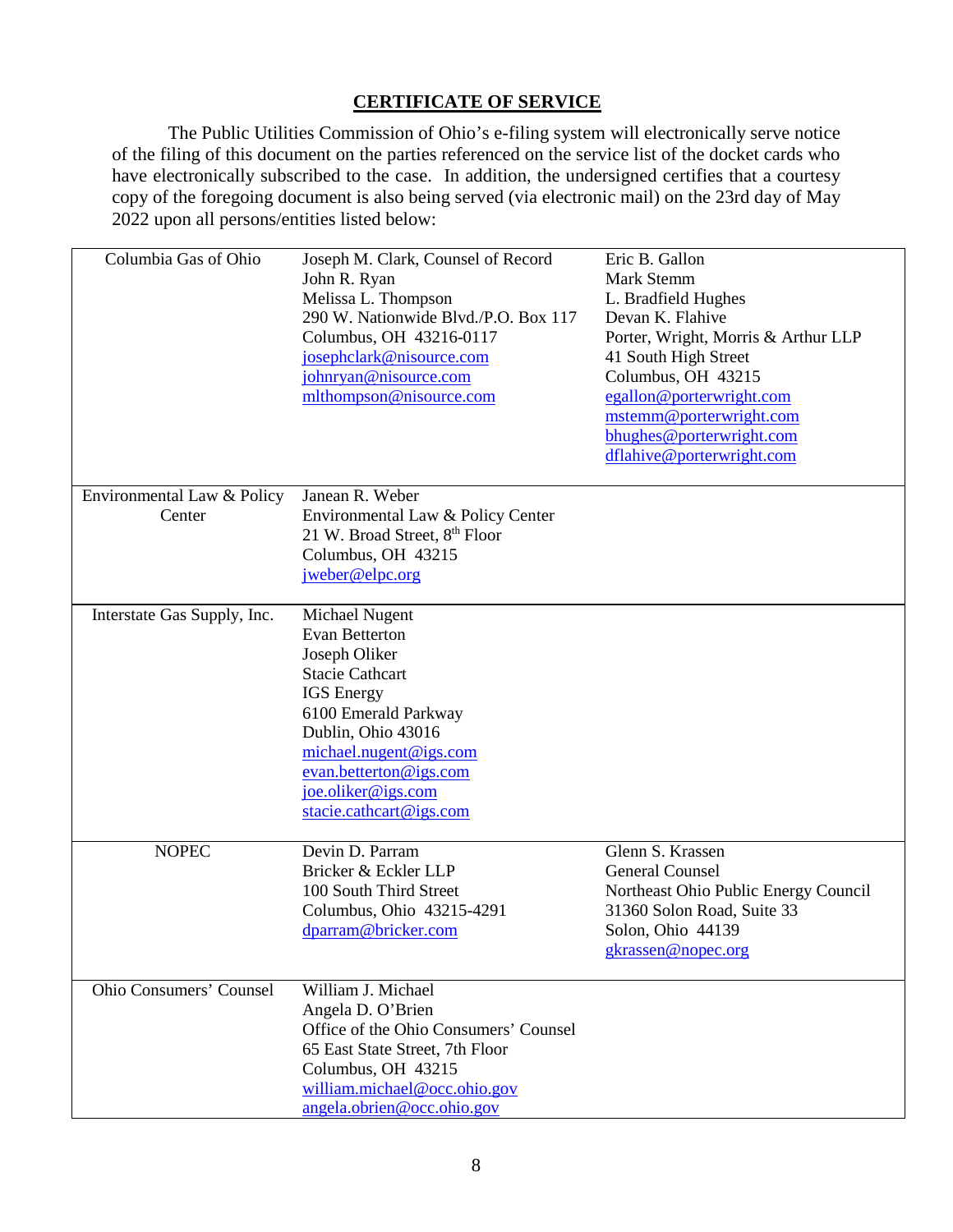## CERTIFICATE OF SERVICE

The Public Utilities Commission of Ohio's e-filing system will electronically serve notice of the filing of this document on the parties referenced on the service list of the docket cards who have electronically subscribed to the case. In addition, the undersigned certifies that a courtesy copy of the foregoing document is also being served (via electronic mail) on the 23rd day of May 2022 upon all persons/entities listed below:

| | | |
|---|---|---|
| Columbia Gas of Ohio | Joseph M. Clark, Counsel of Record<br>John R. Ryan<br>Melissa L. Thompson<br>290 W. Nationwide Blvd./P.O. Box 117<br>Columbus, OH 43216-0117<br>josephclark@nisource.com<br>johnryan@nisource.com<br>mlthompson@nisource.com | Eric B. Gallon<br>Mark Stemm<br>L. Bradfield Hughes<br>Devan K. Flahive<br>Porter, Wright, Morris & Arthur LLP<br>41 South High Street<br>Columbus, OH 43215<br>egallon@porterwright.com<br>mstemm@porterwright.com<br>bhughes@porterwright.com<br>dflahive@porterwright.com |
| Environmental Law & Policy Center | Janean R. Weber<br>Environmental Law & Policy Center<br>21 W. Broad Street, 8th Floor<br>Columbus, OH 43215<br>jweber@elpc.org | |
| Interstate Gas Supply, Inc. | Michael Nugent<br>Evan Betterton<br>Joseph Oliker<br>Stacie Cathcart<br>IGS Energy<br>6100 Emerald Parkway<br>Dublin, Ohio 43016<br>michael.nugent@igs.com<br>evan.betterton@igs.com<br>joe.oliker@igs.com<br>stacie.cathcart@igs.com | |
| NOPEC | Devin D. Parram<br>Bricker & Eckler LLP<br>100 South Third Street<br>Columbus, Ohio 43215-4291<br>dparram@bricker.com | Glenn S. Krassen<br>General Counsel<br>Northeast Ohio Public Energy Council<br>31360 Solon Road, Suite 33<br>Solon, Ohio 44139<br>gkrassen@nopec.org |
| Ohio Consumers' Counsel | William J. Michael<br>Angela D. O'Brien<br>Office of the Ohio Consumers' Counsel<br>65 East State Street, 7th Floor<br>Columbus, OH 43215<br>william.michael@occ.ohio.gov<br>angela.obrien@occ.ohio.gov | |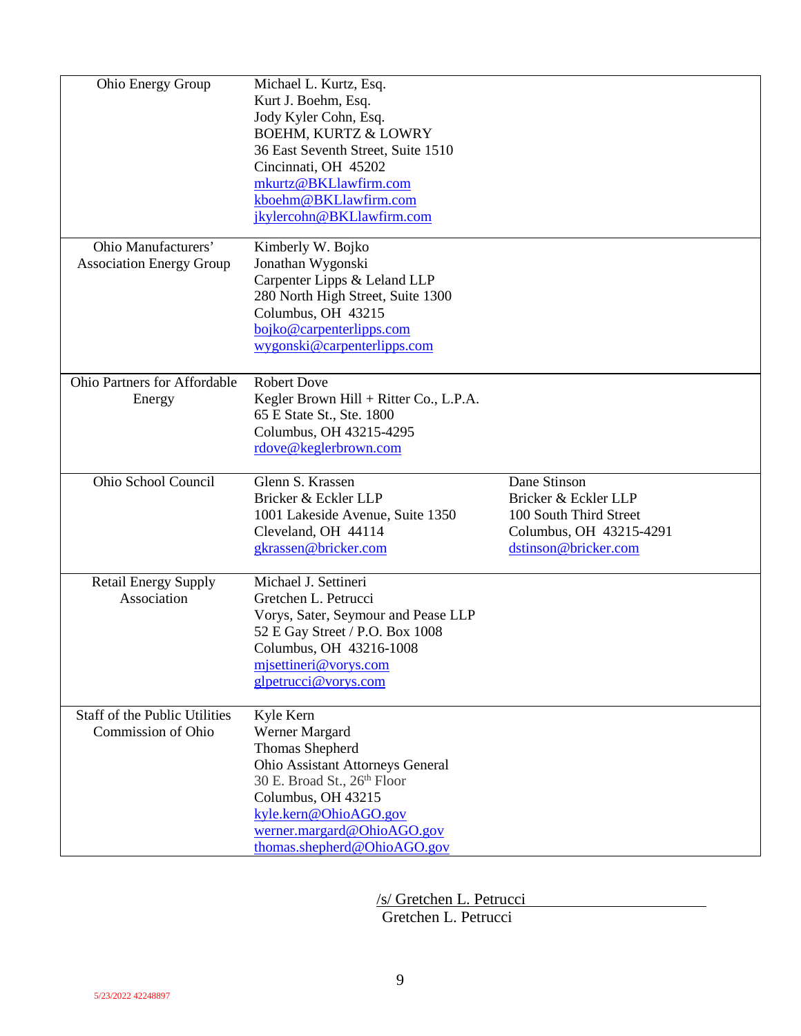| | | |
|---|---|---|
| Ohio Energy Group | Michael L. Kurtz, Esq.<br>Kurt J. Boehm, Esq.<br>Jody Kyler Cohn, Esq.<br>BOEHM, KURTZ & LOWRY<br>36 East Seventh Street, Suite 1510<br>Cincinnati, OH 45202<br>mkurtz@BKLlawfirm.com<br>kboehm@BKLlawfirm.com<br>jkylercohn@BKLlawfirm.com | |
| Ohio Manufacturers' Association Energy Group | Kimberly W. Bojko<br>Jonathan Wygonski<br>Carpenter Lipps & Leland LLP<br>280 North High Street, Suite 1300<br>Columbus, OH 43215<br>bojko@carpenterlipps.com<br>wygonski@carpenterlipps.com | |
| Ohio Partners for Affordable Energy | Robert Dove<br>Kegler Brown Hill + Ritter Co., L.P.A.<br>65 E State St., Ste. 1800<br>Columbus, OH 43215-4295<br>rdove@keglerbrown.com | |
| Ohio School Council | Glenn S. Krassen<br>Bricker & Eckler LLP<br>1001 Lakeside Avenue, Suite 1350<br>Cleveland, OH 44114<br>gkrassen@bricker.com | Dane Stinson<br>Bricker & Eckler LLP<br>100 South Third Street<br>Columbus, OH 43215-4291<br>dstinson@bricker.com |
| Retail Energy Supply Association | Michael J. Settineri<br>Gretchen L. Petrucci<br>Vorys, Sater, Seymour and Pease LLP<br>52 E Gay Street / P.O. Box 1008<br>Columbus, OH 43216-1008<br>mjsettineri@vorys.com<br>glpetrucci@vorys.com | |
| Staff of the Public Utilities Commission of Ohio | Kyle Kern<br>Werner Margard<br>Thomas Shepherd<br>Ohio Assistant Attorneys General<br>30 E. Broad St., 26th Floor<br>Columbus, OH 43215<br>kyle.kern@OhioAGO.gov<br>werner.margard@OhioAGO.gov<br>thomas.shepherd@OhioAGO.gov | |

/s/ Gretchen L. Petrucci
Gretchen L. Petrucci

5/23/2022 42248897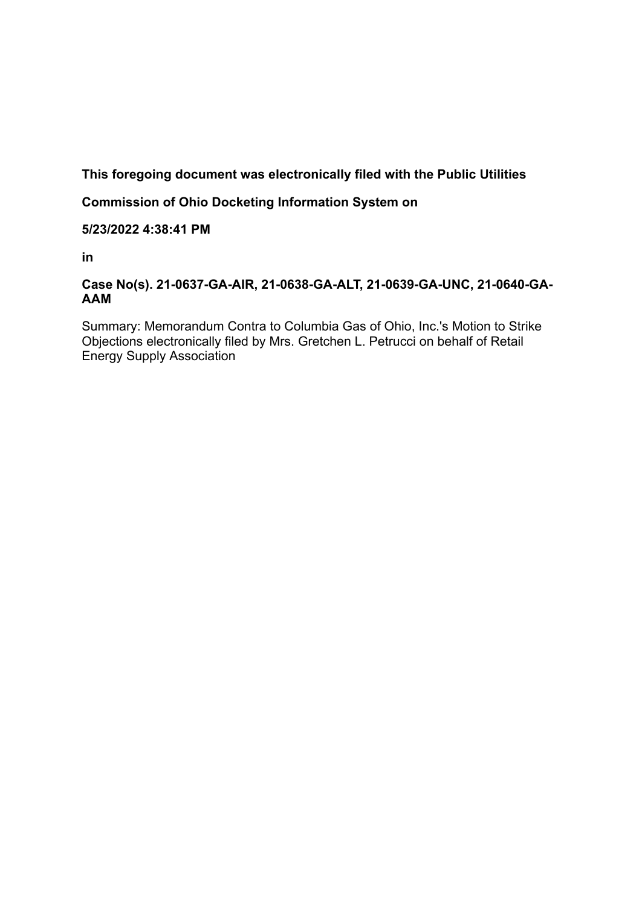**This foregoing document was electronically filed with the Public Utilities**

**Commission of Ohio Docketing Information System on**

**5/23/2022 4:38:41 PM**

**in**

**Case No(s). 21-0637-GA-AIR, 21-0638-GA-ALT, 21-0639-GA-UNC, 21-0640-GA-AAM**

Summary: Memorandum Contra to Columbia Gas of Ohio, Inc.'s Motion to Strike Objections electronically filed by Mrs. Gretchen L. Petrucci on behalf of Retail Energy Supply Association